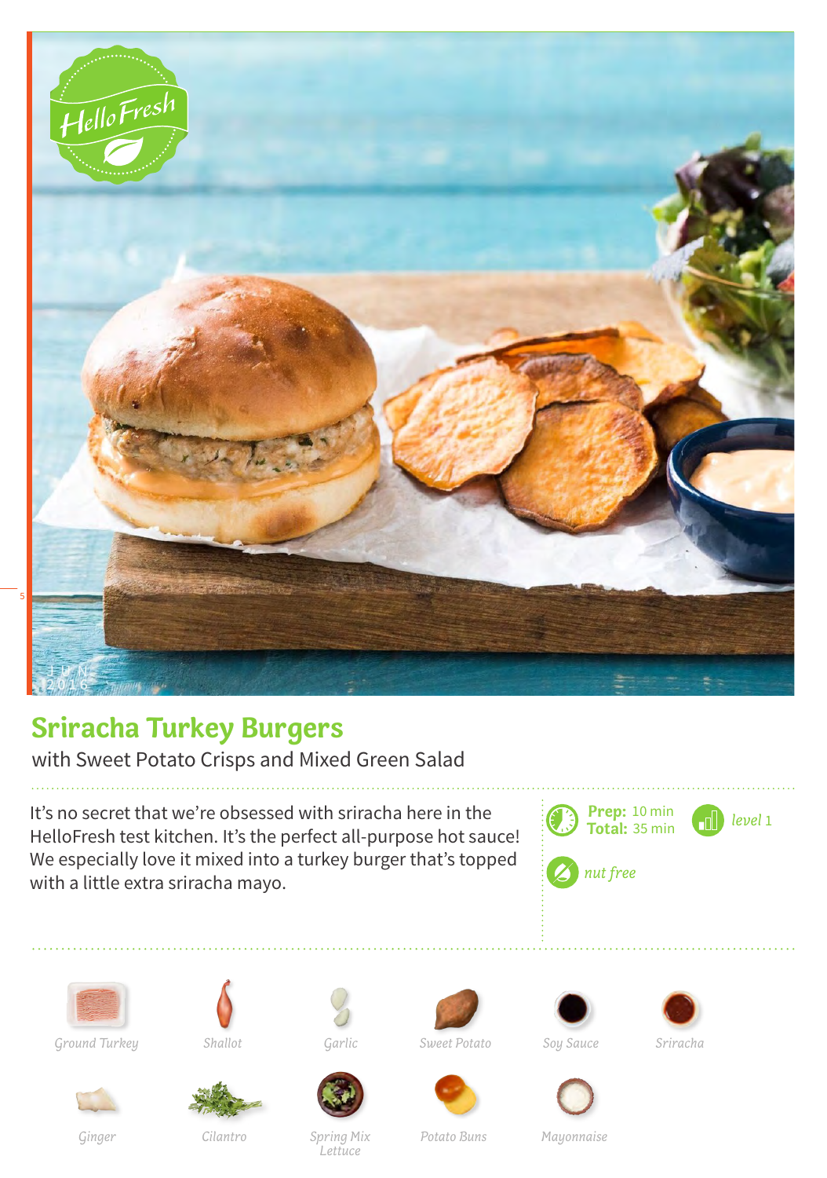# Sriracha Turkey Burgers

with Sweet Potato Crisps and Mixed Green Salad

It's no secret that we're obsessed with sriracha here in the HelloFresh test kitchen. It's the perfect all-purpose hot sauce! We especially love it mixed into a turkey burger that's topped with a little extra sriracha mayo.

**Prep:** 10 min
**Total:** 35 min

*level* 1

*nut free*

Ground Turkey
Shallot
Garlic
Sweet Potato
Soy Sauce
Sriracha
Ginger
Cilantro
Spring Mix Lettuce
Potato Buns
Mayonnaise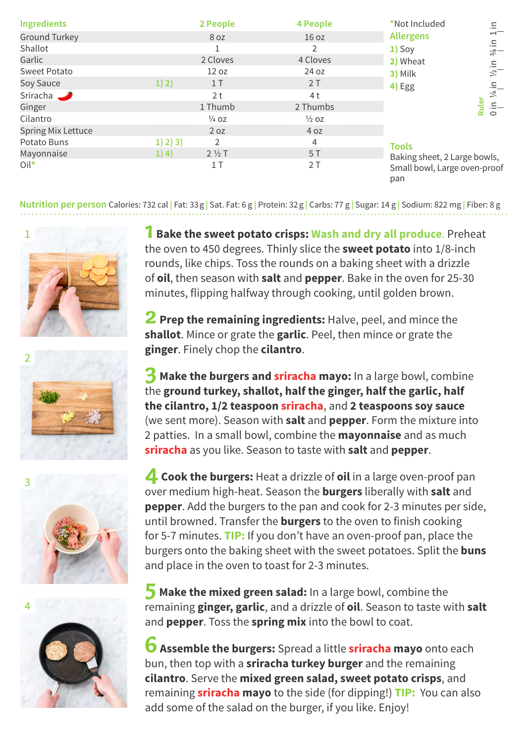| Ingredients | | 2 People | 4 People |
|---|---|---|---|
| Ground Turkey | | 8 oz | 16 oz |
| Shallot | | 1 | 2 |
| Garlic | | 2 Cloves | 4 Cloves |
| Sweet Potato | | 12 oz | 24 oz |
| Soy Sauce | 1) 2) | 1 T | 2 T |
| Sriracha | | 2 t | 4 t |
| Ginger | | 1 Thumb | 2 Thumbs |
| Cilantro | | ¼ oz | ½ oz |
| Spring Mix Lettuce | | 2 oz | 4 oz |
| Potato Buns | 1) 2) 3) | 2 | 4 |
| Mayonnaise | 1) 4) | 2 ½ T | 5 T |
| Oil* | | 1 T | 2 T |

*Not Included

**Allergens**
1) Soy
2) Wheat
3) Milk
4) Egg

Ruler: 0 in, ¼ in, ½ in, ¾ in, 1 in

**Tools**
Baking sheet, 2 Large bowls, Small bowl, Large oven-proof pan

**Nutrition per person** Calories: 732 cal | Fat: 33 g | Sat. Fat: 6 g | Protein: 32 g | Carbs: 77 g | Sugar: 14 g | Sodium: 822 mg | Fiber: 8 g

**1 Bake the sweet potato crisps:** Wash and dry all produce. Preheat the oven to 450 degrees. Thinly slice the **sweet potato** into 1/8-inch rounds, like chips. Toss the rounds on a baking sheet with a drizzle of **oil**, then season with **salt** and **pepper**. Bake in the oven for 25-30 minutes, flipping halfway through cooking, until golden brown.

**2 Prep the remaining ingredients:** Halve, peel, and mince the **shallot**. Mince or grate the **garlic**. Peel, then mince or grate the **ginger**. Finely chop the **cilantro**.

**3 Make the burgers and sriracha mayo:** In a large bowl, combine the **ground turkey, shallot, half the ginger, half the garlic, half the cilantro, 1/2 teaspoon sriracha**, and **2 teaspoons soy sauce** (we sent more). Season with **salt** and **pepper**. Form the mixture into 2 patties. In a small bowl, combine the **mayonnaise** and as much **sriracha** as you like. Season to taste with **salt** and **pepper**.

**4 Cook the burgers:** Heat a drizzle of **oil** in a large oven-proof pan over medium high-heat. Season the **burgers** liberally with **salt** and **pepper**. Add the burgers to the pan and cook for 2-3 minutes per side, until browned. Transfer the **burgers** to the oven to finish cooking for 5-7 minutes. **TIP:** If you don't have an oven-proof pan, place the burgers onto the baking sheet with the sweet potatoes. Split the **buns** and place in the oven to toast for 2-3 minutes.

**5 Make the mixed green salad:** In a large bowl, combine the remaining **ginger, garlic**, and a drizzle of **oil**. Season to taste with **salt** and **pepper**. Toss the **spring mix** into the bowl to coat.

**6 Assemble the burgers:** Spread a little **sriracha mayo** onto each bun, then top with a **sriracha turkey burger** and the remaining **cilantro**. Serve the **mixed green salad, sweet potato crisps**, and remaining **sriracha mayo** to the side (for dipping!) **TIP:** You can also add some of the salad on the burger, if you like. Enjoy!